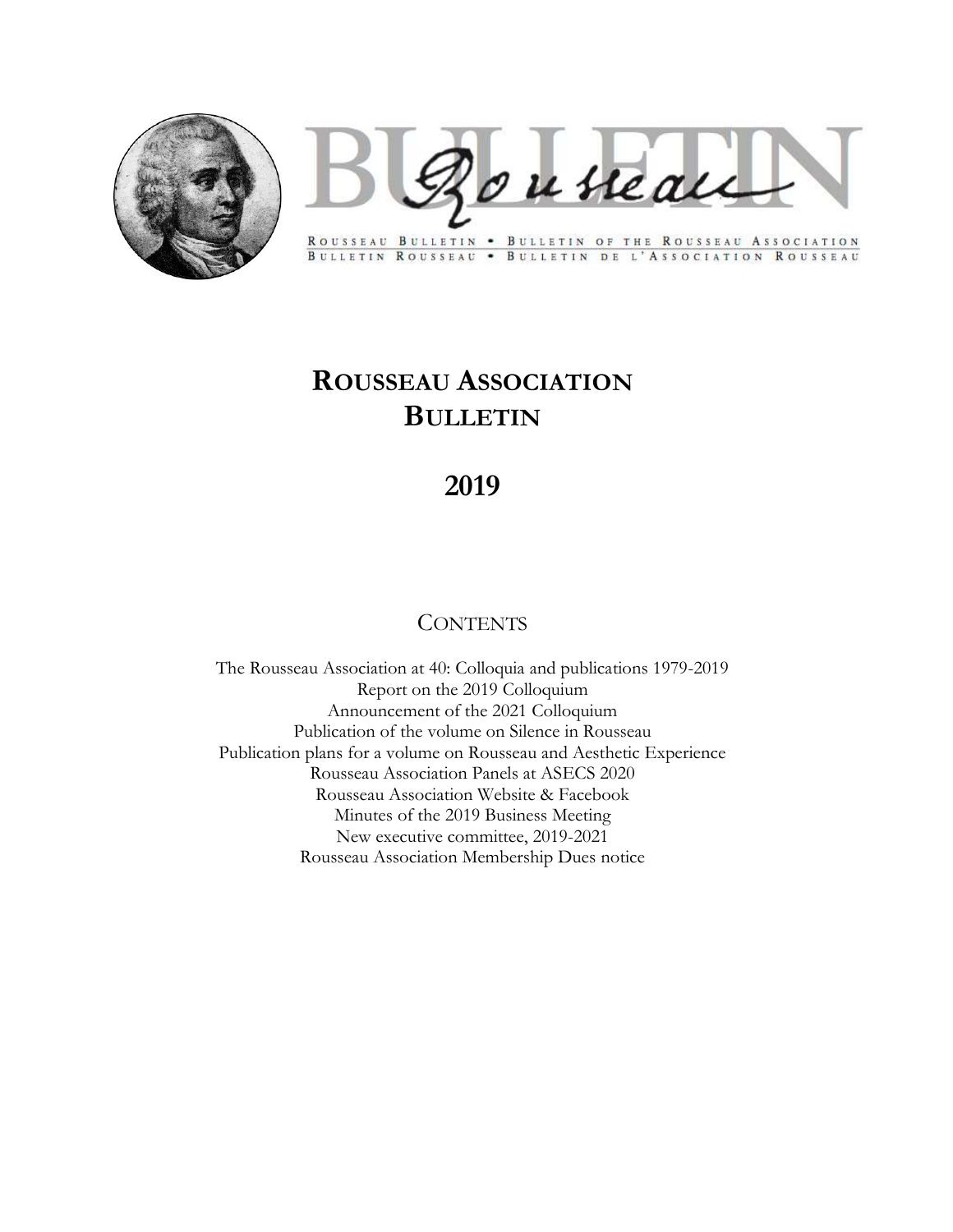ROUSSEAU BULLETIN • BULLETIN OF THE ROUSSEAU ASSOCIATION
BULLETIN ROUSSEAU • BULLETIN DE L'ASSOCIATION ROUSSEAU

# ROUSSEAU ASSOCIATION BULLETIN

# 2019

## CONTENTS

The Rousseau Association at 40: Colloquia and publications 1979-2019
Report on the 2019 Colloquium
Announcement of the 2021 Colloquium
Publication of the volume on Silence in Rousseau
Publication plans for a volume on Rousseau and Aesthetic Experience
Rousseau Association Panels at ASECS 2020
Rousseau Association Website & Facebook
Minutes of the 2019 Business Meeting
New executive committee, 2019-2021
Rousseau Association Membership Dues notice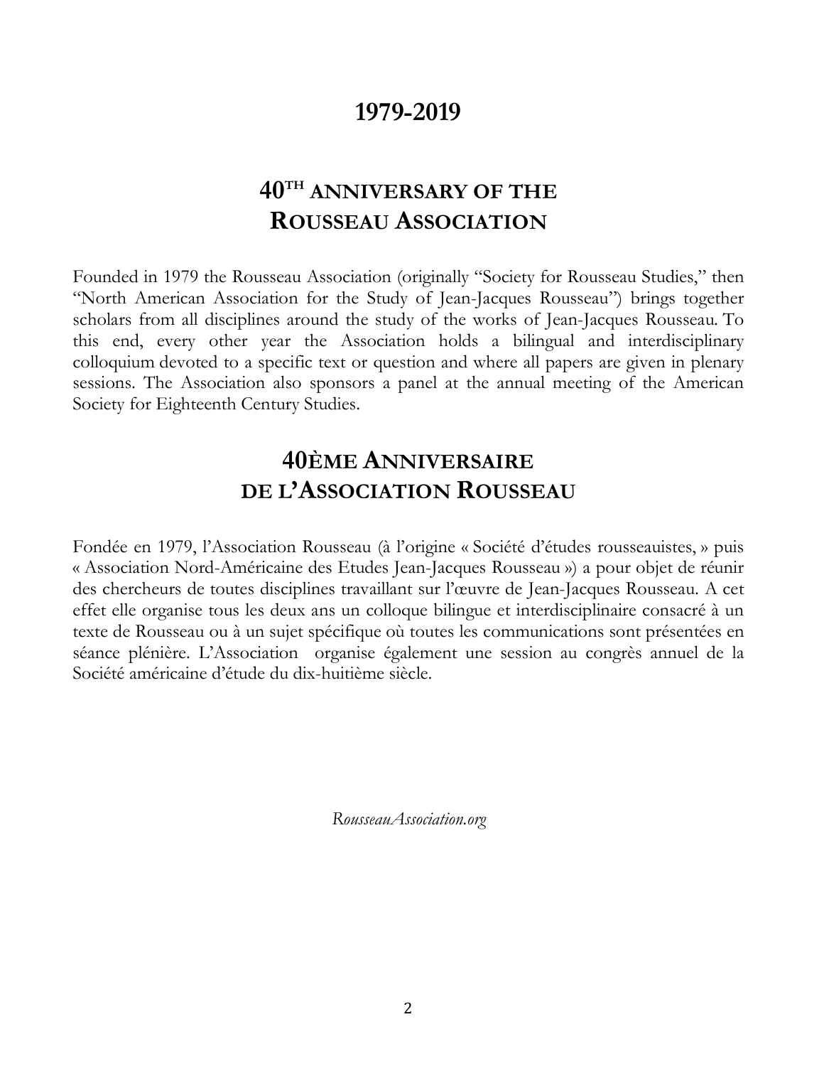## 1979-2019

## 40TH ANNIVERSARY OF THE ROUSSEAU ASSOCIATION

Founded in 1979 the Rousseau Association (originally "Society for Rousseau Studies," then "North American Association for the Study of Jean-Jacques Rousseau") brings together scholars from all disciplines around the study of the works of Jean-Jacques Rousseau. To this end, every other year the Association holds a bilingual and interdisciplinary colloquium devoted to a specific text or question and where all papers are given in plenary sessions. The Association also sponsors a panel at the annual meeting of the American Society for Eighteenth Century Studies.

## 40ÈME ANNIVERSAIRE DE L'ASSOCIATION ROUSSEAU

Fondée en 1979, l'Association Rousseau (à l'origine « Société d'études rousseauistes, » puis « Association Nord-Américaine des Etudes Jean-Jacques Rousseau ») a pour objet de réunir des chercheurs de toutes disciplines travaillant sur l'œuvre de Jean-Jacques Rousseau. A cet effet elle organise tous les deux ans un colloque bilingue et interdisciplinaire consacré à un texte de Rousseau ou à un sujet spécifique où toutes les communications sont présentées en séance plénière. L'Association organise également une session au congrès annuel de la Société américaine d'étude du dix-huitième siècle.

*RousseauAssociation.org*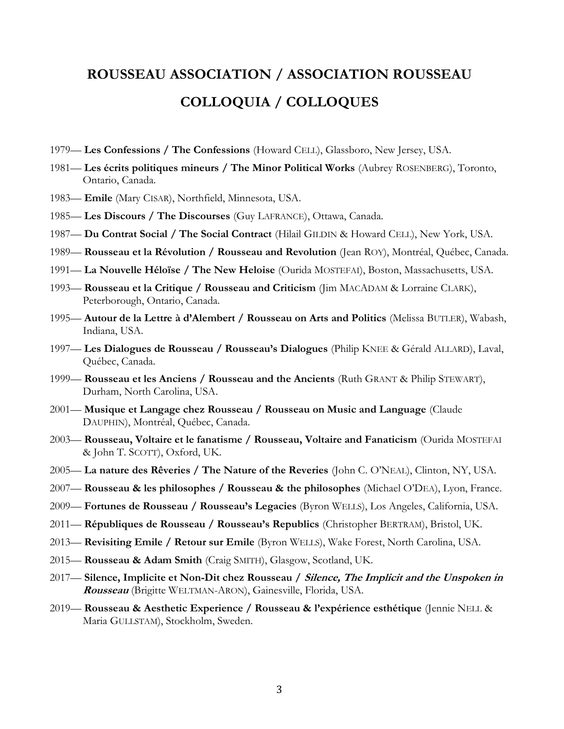# ROUSSEAU ASSOCIATION / ASSOCIATION ROUSSEAU

# COLLOQUIA / COLLOQUES

1979— **Les Confessions / The Confessions** (Howard CELL), Glassboro, New Jersey, USA.

1981— **Les écrits politiques mineurs / The Minor Political Works** (Aubrey ROSENBERG), Toronto, Ontario, Canada.

1983— **Emile** (Mary CISAR), Northfield, Minnesota, USA.

1985— **Les Discours / The Discourses** (Guy LAFRANCE), Ottawa, Canada.

1987— **Du Contrat Social / The Social Contract** (Hilail GILDIN & Howard CELL), New York, USA.

1989— **Rousseau et la Révolution / Rousseau and Revolution** (Jean ROY), Montréal, Québec, Canada.

1991— **La Nouvelle Héloïse / The New Heloise** (Ourida MOSTEFAI), Boston, Massachusetts, USA.

1993— **Rousseau et la Critique / Rousseau and Criticism** (Jim MACADAM & Lorraine CLARK), Peterborough, Ontario, Canada.

1995— **Autour de la Lettre à d'Alembert / Rousseau on Arts and Politics** (Melissa BUTLER), Wabash, Indiana, USA.

1997— **Les Dialogues de Rousseau / Rousseau's Dialogues** (Philip KNEE & Gérald ALLARD), Laval, Québec, Canada.

1999— **Rousseau et les Anciens / Rousseau and the Ancients** (Ruth GRANT & Philip STEWART), Durham, North Carolina, USA.

2001— **Musique et Langage chez Rousseau / Rousseau on Music and Language** (Claude DAUPHIN), Montréal, Québec, Canada.

2003— **Rousseau, Voltaire et le fanatisme / Rousseau, Voltaire and Fanaticism** (Ourida MOSTEFAI & John T. SCOTT), Oxford, UK.

2005— **La nature des Rêveries / The Nature of the Reveries** (John C. O'NEAL), Clinton, NY, USA.

2007— **Rousseau & les philosophes / Rousseau & the philosophes** (Michael O'DEA), Lyon, France.

2009— **Fortunes de Rousseau / Rousseau's Legacies** (Byron WELLS), Los Angeles, California, USA.

2011— **Républiques de Rousseau / Rousseau's Republics** (Christopher BERTRAM), Bristol, UK.

2013— **Revisiting Emile / Retour sur Emile** (Byron WELLS), Wake Forest, North Carolina, USA.

2015— **Rousseau & Adam Smith** (Craig SMITH), Glasgow, Scotland, UK.

2017— **Silence, Implicite et Non-Dit chez Rousseau / *Silence, The Implicit and the Unspoken in Rousseau*** (Brigitte WELTMAN-ARON), Gainesville, Florida, USA.

2019— **Rousseau & Aesthetic Experience / Rousseau & l'expérience esthétique** (Jennie NELL & Maria GULLSTAM), Stockholm, Sweden.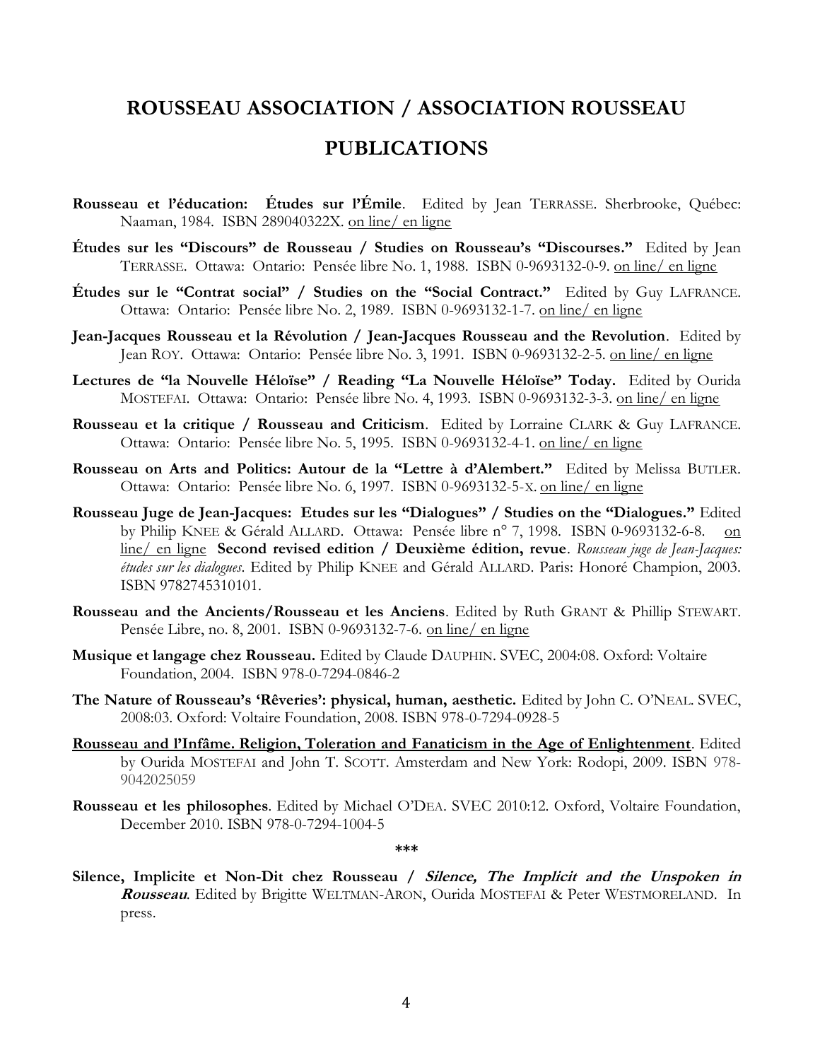# ROUSSEAU ASSOCIATION / ASSOCIATION ROUSSEAU

# PUBLICATIONS

**Rousseau et l'éducation: Études sur l'Émile**. Edited by Jean TERRASSE. Sherbrooke, Québec: Naaman, 1984. ISBN 289040322X. on line/ en ligne

**Études sur les "Discours" de Rousseau / Studies on Rousseau's "Discourses."** Edited by Jean TERRASSE. Ottawa: Ontario: Pensée libre No. 1, 1988. ISBN 0-9693132-0-9. on line/ en ligne

**Études sur le "Contrat social" / Studies on the "Social Contract."** Edited by Guy LAFRANCE. Ottawa: Ontario: Pensée libre No. 2, 1989. ISBN 0-9693132-1-7. on line/ en ligne

**Jean-Jacques Rousseau et la Révolution / Jean-Jacques Rousseau and the Revolution**. Edited by Jean ROY. Ottawa: Ontario: Pensée libre No. 3, 1991. ISBN 0-9693132-2-5. on line/ en ligne

**Lectures de "la Nouvelle Héloïse" / Reading "La Nouvelle Héloïse" Today.** Edited by Ourida MOSTEFAI. Ottawa: Ontario: Pensée libre No. 4, 1993. ISBN 0-9693132-3-3. on line/ en ligne

**Rousseau et la critique / Rousseau and Criticism**. Edited by Lorraine CLARK & Guy LAFRANCE. Ottawa: Ontario: Pensée libre No. 5, 1995. ISBN 0-9693132-4-1. on line/ en ligne

**Rousseau on Arts and Politics: Autour de la "Lettre à d'Alembert."** Edited by Melissa BUTLER. Ottawa: Ontario: Pensée libre No. 6, 1997. ISBN 0-9693132-5-X. on line/ en ligne

**Rousseau Juge de Jean-Jacques: Etudes sur les "Dialogues" / Studies on the "Dialogues."** Edited by Philip KNEE & Gérald ALLARD. Ottawa: Pensée libre n° 7, 1998. ISBN 0-9693132-6-8. on line/ en ligne **Second revised edition / Deuxième édition, revue**. *Rousseau juge de Jean-Jacques: études sur les dialogues*. Edited by Philip KNEE and Gérald ALLARD. Paris: Honoré Champion, 2003. ISBN 9782745310101.

**Rousseau and the Ancients/Rousseau et les Anciens**. Edited by Ruth GRANT & Phillip STEWART. Pensée Libre, no. 8, 2001. ISBN 0-9693132-7-6. on line/ en ligne

**Musique et langage chez Rousseau.** Edited by Claude DAUPHIN. SVEC, 2004:08. Oxford: Voltaire Foundation, 2004. ISBN 978-0-7294-0846-2

**The Nature of Rousseau's 'Rêveries': physical, human, aesthetic.** Edited by John C. O'NEAL. SVEC, 2008:03. Oxford: Voltaire Foundation, 2008. ISBN 978-0-7294-0928-5

**Rousseau and l'Infâme. Religion, Toleration and Fanaticism in the Age of Enlightenment**. Edited by Ourida MOSTEFAI and John T. SCOTT. Amsterdam and New York: Rodopi, 2009. ISBN 978-9042025059

**Rousseau et les philosophes**. Edited by Michael O'DEA. SVEC 2010:12. Oxford, Voltaire Foundation, December 2010. ISBN 978-0-7294-1004-5

\*\*\*

**Silence, Implicite et Non-Dit chez Rousseau / *Silence, The Implicit and the Unspoken in Rousseau***. Edited by Brigitte WELTMAN-ARON, Ourida MOSTEFAI & Peter WESTMORELAND. In press.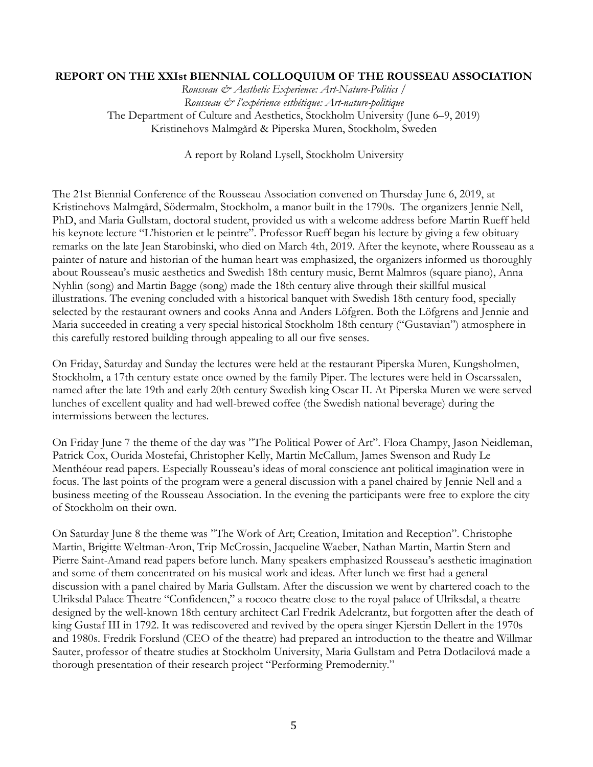**REPORT ON THE XXIst BIENNIAL COLLOQUIUM OF THE ROUSSEAU ASSOCIATION**

*Rousseau & Aesthetic Experience: Art-Nature-Politics /*
*Rousseau & l'expérience esthétique: Art-nature-politique*
The Department of Culture and Aesthetics, Stockholm University (June 6–9, 2019)
Kristinehovs Malmgård & Piperska Muren, Stockholm, Sweden

A report by Roland Lysell, Stockholm University

The 21st Biennial Conference of the Rousseau Association convened on Thursday June 6, 2019, at Kristinehovs Malmgård, Södermalm, Stockholm, a manor built in the 1790s. The organizers Jennie Nell, PhD, and Maria Gullstam, doctoral student, provided us with a welcome address before Martin Rueff held his keynote lecture "L'historien et le peintre". Professor Rueff began his lecture by giving a few obituary remarks on the late Jean Starobinski, who died on March 4th, 2019. After the keynote, where Rousseau as a painter of nature and historian of the human heart was emphasized, the organizers informed us thoroughly about Rousseau's music aesthetics and Swedish 18th century music, Bernt Malmros (square piano), Anna Nyhlin (song) and Martin Bagge (song) made the 18th century alive through their skillful musical illustrations. The evening concluded with a historical banquet with Swedish 18th century food, specially selected by the restaurant owners and cooks Anna and Anders Löfgren. Both the Löfgrens and Jennie and Maria succeeded in creating a very special historical Stockholm 18th century ("Gustavian") atmosphere in this carefully restored building through appealing to all our five senses.

On Friday, Saturday and Sunday the lectures were held at the restaurant Piperska Muren, Kungsholmen, Stockholm, a 17th century estate once owned by the family Piper. The lectures were held in Oscarssalen, named after the late 19th and early 20th century Swedish king Oscar II. At Piperska Muren we were served lunches of excellent quality and had well-brewed coffee (the Swedish national beverage) during the intermissions between the lectures.

On Friday June 7 the theme of the day was "The Political Power of Art". Flora Champy, Jason Neidleman, Patrick Cox, Ourida Mostefai, Christopher Kelly, Martin McCallum, James Swenson and Rudy Le Menthéour read papers. Especially Rousseau's ideas of moral conscience ant political imagination were in focus. The last points of the program were a general discussion with a panel chaired by Jennie Nell and a business meeting of the Rousseau Association. In the evening the participants were free to explore the city of Stockholm on their own.

On Saturday June 8 the theme was "The Work of Art; Creation, Imitation and Reception". Christophe Martin, Brigitte Weltman-Aron, Trip McCrossin, Jacqueline Waeber, Nathan Martin, Martin Stern and Pierre Saint-Amand read papers before lunch. Many speakers emphasized Rousseau's aesthetic imagination and some of them concentrated on his musical work and ideas. After lunch we first had a general discussion with a panel chaired by Maria Gullstam. After the discussion we went by chartered coach to the Ulriksdal Palace Theatre "Confidencen," a rococo theatre close to the royal palace of Ulriksdal, a theatre designed by the well-known 18th century architect Carl Fredrik Adelcrantz, but forgotten after the death of king Gustaf III in 1792. It was rediscovered and revived by the opera singer Kjerstin Dellert in the 1970s and 1980s. Fredrik Forslund (CEO of the theatre) had prepared an introduction to the theatre and Willmar Sauter, professor of theatre studies at Stockholm University, Maria Gullstam and Petra Dotlacilová made a thorough presentation of their research project "Performing Premodernity."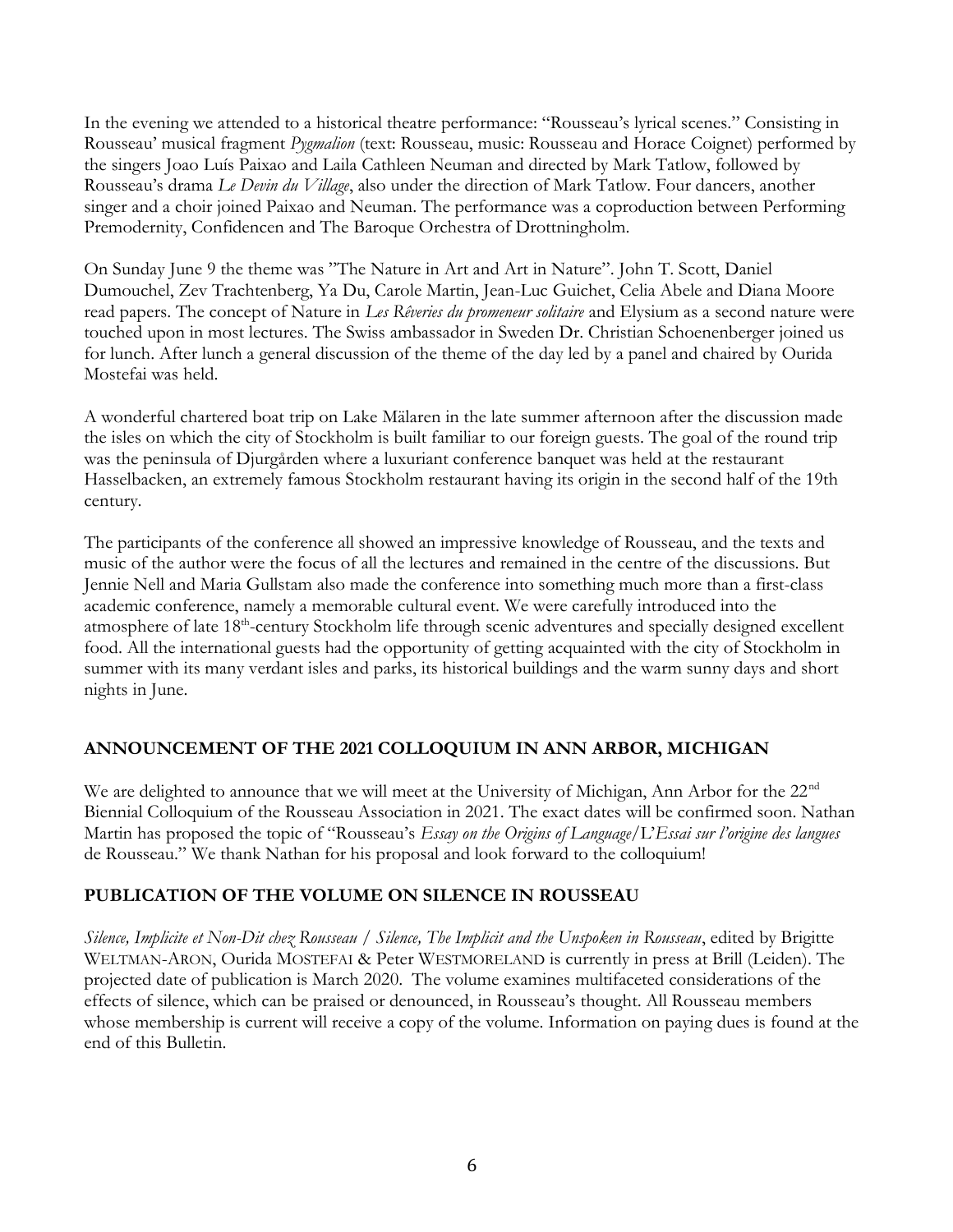In the evening we attended to a historical theatre performance: "Rousseau's lyrical scenes." Consisting in Rousseau' musical fragment *Pygmalion* (text: Rousseau, music: Rousseau and Horace Coignet) performed by the singers Joao Luís Paixao and Laila Cathleen Neuman and directed by Mark Tatlow, followed by Rousseau's drama *Le Devin du Village*, also under the direction of Mark Tatlow. Four dancers, another singer and a choir joined Paixao and Neuman. The performance was a coproduction between Performing Premodernity, Confidencen and The Baroque Orchestra of Drottningholm.

On Sunday June 9 the theme was "The Nature in Art and Art in Nature". John T. Scott, Daniel Dumouchel, Zev Trachtenberg, Ya Du, Carole Martin, Jean-Luc Guichet, Celia Abele and Diana Moore read papers. The concept of Nature in *Les Rêveries du promeneur solitaire* and Elysium as a second nature were touched upon in most lectures. The Swiss ambassador in Sweden Dr. Christian Schoenenberger joined us for lunch. After lunch a general discussion of the theme of the day led by a panel and chaired by Ourida Mostefai was held.

A wonderful chartered boat trip on Lake Mälaren in the late summer afternoon after the discussion made the isles on which the city of Stockholm is built familiar to our foreign guests. The goal of the round trip was the peninsula of Djurgården where a luxuriant conference banquet was held at the restaurant Hasselbacken, an extremely famous Stockholm restaurant having its origin in the second half of the 19th century.

The participants of the conference all showed an impressive knowledge of Rousseau, and the texts and music of the author were the focus of all the lectures and remained in the centre of the discussions. But Jennie Nell and Maria Gullstam also made the conference into something much more than a first-class academic conference, namely a memorable cultural event. We were carefully introduced into the atmosphere of late 18th-century Stockholm life through scenic adventures and specially designed excellent food. All the international guests had the opportunity of getting acquainted with the city of Stockholm in summer with its many verdant isles and parks, its historical buildings and the warm sunny days and short nights in June.

## ANNOUNCEMENT OF THE 2021 COLLOQUIUM IN ANN ARBOR, MICHIGAN

We are delighted to announce that we will meet at the University of Michigan, Ann Arbor for the 22nd Biennial Colloquium of the Rousseau Association in 2021. The exact dates will be confirmed soon. Nathan Martin has proposed the topic of "Rousseau's *Essay on the Origins of Language*/L'*Essai sur l'origine des langues* de Rousseau." We thank Nathan for his proposal and look forward to the colloquium!

## PUBLICATION OF THE VOLUME ON SILENCE IN ROUSSEAU

*Silence, Implicite et Non-Dit chez Rousseau / Silence, The Implicit and the Unspoken in Rousseau*, edited by Brigitte WELTMAN-ARON, Ourida MOSTEFAI & Peter WESTMORELAND is currently in press at Brill (Leiden). The projected date of publication is March 2020. The volume examines multifaceted considerations of the effects of silence, which can be praised or denounced, in Rousseau's thought. All Rousseau members whose membership is current will receive a copy of the volume. Information on paying dues is found at the end of this Bulletin.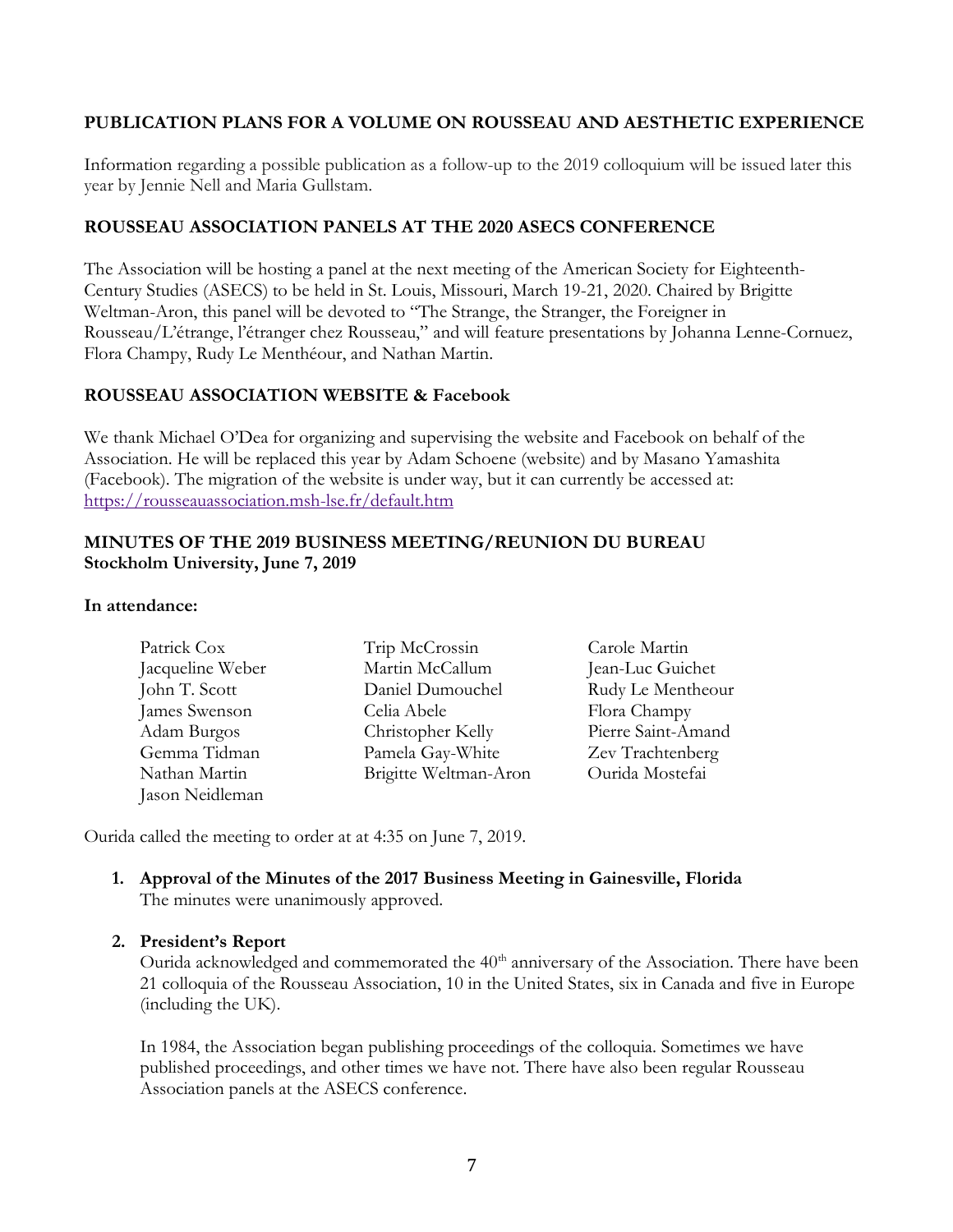## PUBLICATION PLANS FOR A VOLUME ON ROUSSEAU AND AESTHETIC EXPERIENCE

Information regarding a possible publication as a follow-up to the 2019 colloquium will be issued later this year by Jennie Nell and Maria Gullstam.

## ROUSSEAU ASSOCIATION PANELS AT THE 2020 ASECS CONFERENCE

The Association will be hosting a panel at the next meeting of the American Society for Eighteenth-Century Studies (ASECS) to be held in St. Louis, Missouri, March 19-21, 2020. Chaired by Brigitte Weltman-Aron, this panel will be devoted to "The Strange, the Stranger, the Foreigner in Rousseau/L'étrange, l'étranger chez Rousseau," and will feature presentations by Johanna Lenne-Cornuez, Flora Champy, Rudy Le Menthéour, and Nathan Martin.

## ROUSSEAU ASSOCIATION WEBSITE & Facebook

We thank Michael O'Dea for organizing and supervising the website and Facebook on behalf of the Association. He will be replaced this year by Adam Schoene (website) and by Masano Yamashita (Facebook). The migration of the website is under way, but it can currently be accessed at: https://rousseauassociation.msh-lse.fr/default.htm

## MINUTES OF THE 2019 BUSINESS MEETING/REUNION DU BUREAU
**Stockholm University, June 7, 2019**

**In attendance:**

Patrick Cox
Jacqueline Weber
John T. Scott
James Swenson
Adam Burgos
Gemma Tidman
Nathan Martin
Jason Neidleman
Trip McCrossin
Martin McCallum
Daniel Dumouchel
Celia Abele
Christopher Kelly
Pamela Gay-White
Brigitte Weltman-Aron
Carole Martin
Jean-Luc Guichet
Rudy Le Mentheour
Flora Champy
Pierre Saint-Amand
Zev Trachtenberg
Ourida Mostefai

Ourida called the meeting to order at at 4:35 on June 7, 2019.

1. **Approval of the Minutes of the 2017 Business Meeting in Gainesville, Florida**
   The minutes were unanimously approved.

2. **President's Report**
   Ourida acknowledged and commemorated the 40th anniversary of the Association. There have been 21 colloquia of the Rousseau Association, 10 in the United States, six in Canada and five in Europe (including the UK).

   In 1984, the Association began publishing proceedings of the colloquia. Sometimes we have published proceedings, and other times we have not. There have also been regular Rousseau Association panels at the ASECS conference.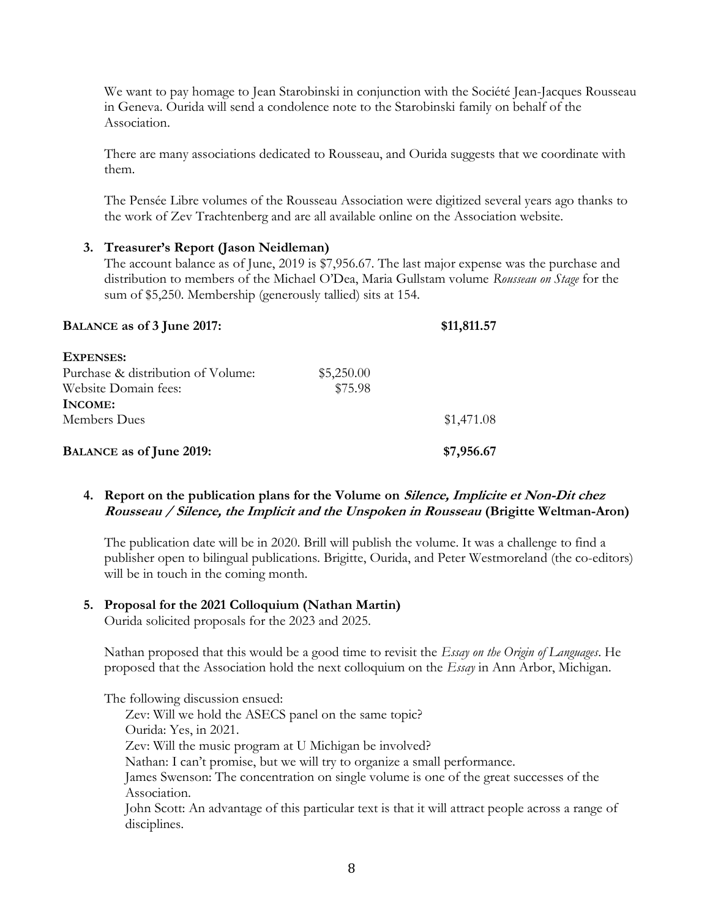We want to pay homage to Jean Starobinski in conjunction with the Société Jean-Jacques Rousseau in Geneva. Ourida will send a condolence note to the Starobinski family on behalf of the Association.

There are many associations dedicated to Rousseau, and Ourida suggests that we coordinate with them.

The Pensée Libre volumes of the Rousseau Association were digitized several years ago thanks to the work of Zev Trachtenberg and are all available online on the Association website.

3. **Treasurer's Report (Jason Neidleman)**

The account balance as of June, 2019 is $7,956.67. The last major expense was the purchase and distribution to members of the Michael O'Dea, Maria Gullstam volume *Rousseau on Stage* for the sum of $5,250. Membership (generously tallied) sits at 154.

| | | |
|---|---|---|
| **BALANCE as of 3 June 2017:** | | **$11,811.57** |
| **EXPENSES:** | | |
| Purchase & distribution of Volume: | $5,250.00 | |
| Website Domain fees: | $75.98 | |
| **INCOME:** | | |
| Members Dues | | $1,471.08 |
| **BALANCE as of June 2019:** | | **$7,956.67** |

4. **Report on the publication plans for the Volume on *Silence, Implicite et Non-Dit chez Rousseau / Silence, the Implicit and the Unspoken in Rousseau* (Brigitte Weltman-Aron)**

The publication date will be in 2020. Brill will publish the volume. It was a challenge to find a publisher open to bilingual publications. Brigitte, Ourida, and Peter Westmoreland (the co-editors) will be in touch in the coming month.

5. **Proposal for the 2021 Colloquium (Nathan Martin)**

Ourida solicited proposals for the 2023 and 2025.

Nathan proposed that this would be a good time to revisit the *Essay on the Origin of Languages*. He proposed that the Association hold the next colloquium on the *Essay* in Ann Arbor, Michigan.

The following discussion ensued:

Zev: Will we hold the ASECS panel on the same topic?
Ourida: Yes, in 2021.
Zev: Will the music program at U Michigan be involved?
Nathan: I can't promise, but we will try to organize a small performance.
James Swenson: The concentration on single volume is one of the great successes of the Association.
John Scott: An advantage of this particular text is that it will attract people across a range of disciplines.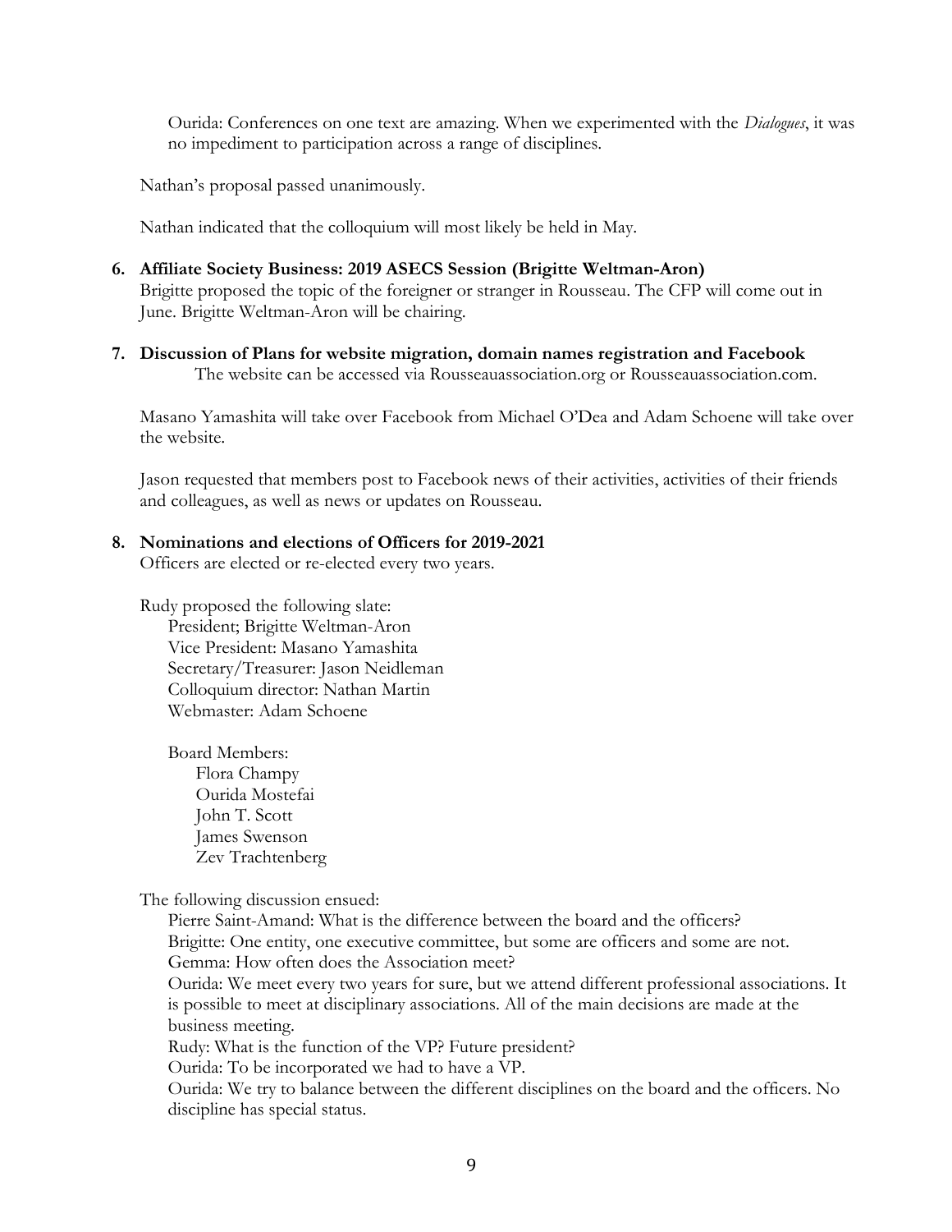Ourida: Conferences on one text are amazing. When we experimented with the *Dialogues*, it was no impediment to participation across a range of disciplines.

Nathan's proposal passed unanimously.

Nathan indicated that the colloquium will most likely be held in May.

**6. Affiliate Society Business: 2019 ASECS Session (Brigitte Weltman-Aron)**

Brigitte proposed the topic of the foreigner or stranger in Rousseau. The CFP will come out in June. Brigitte Weltman-Aron will be chairing.

**7. Discussion of Plans for website migration, domain names registration and Facebook**

The website can be accessed via Rousseauassociation.org or Rousseauassociation.com.

Masano Yamashita will take over Facebook from Michael O'Dea and Adam Schoene will take over the website.

Jason requested that members post to Facebook news of their activities, activities of their friends and colleagues, as well as news or updates on Rousseau.

**8. Nominations and elections of Officers for 2019-2021**

Officers are elected or re-elected every two years.

Rudy proposed the following slate:

President; Brigitte Weltman-Aron
Vice President: Masano Yamashita
Secretary/Treasurer: Jason Neidleman
Colloquium director: Nathan Martin
Webmaster: Adam Schoene

Board Members:
Flora Champy
Ourida Mostefai
John T. Scott
James Swenson
Zev Trachtenberg

The following discussion ensued:

Pierre Saint-Amand: What is the difference between the board and the officers?
Brigitte: One entity, one executive committee, but some are officers and some are not.
Gemma: How often does the Association meet?
Ourida: We meet every two years for sure, but we attend different professional associations. It is possible to meet at disciplinary associations. All of the main decisions are made at the business meeting.
Rudy: What is the function of the VP? Future president?
Ourida: To be incorporated we had to have a VP.
Ourida: We try to balance between the different disciplines on the board and the officers. No discipline has special status.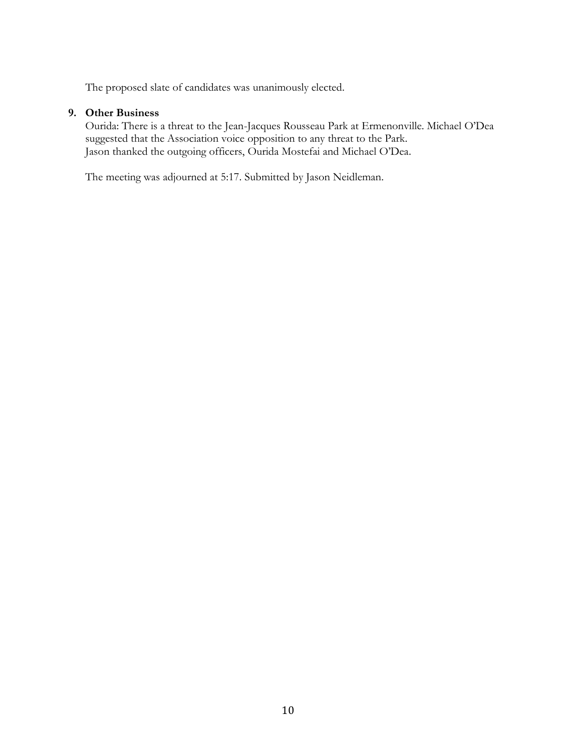The proposed slate of candidates was unanimously elected.

9. **Other Business**

   Ourida: There is a threat to the Jean-Jacques Rousseau Park at Ermenonville. Michael O'Dea suggested that the Association voice opposition to any threat to the Park.
   Jason thanked the outgoing officers, Ourida Mostefai and Michael O'Dea.

   The meeting was adjourned at 5:17. Submitted by Jason Neidleman.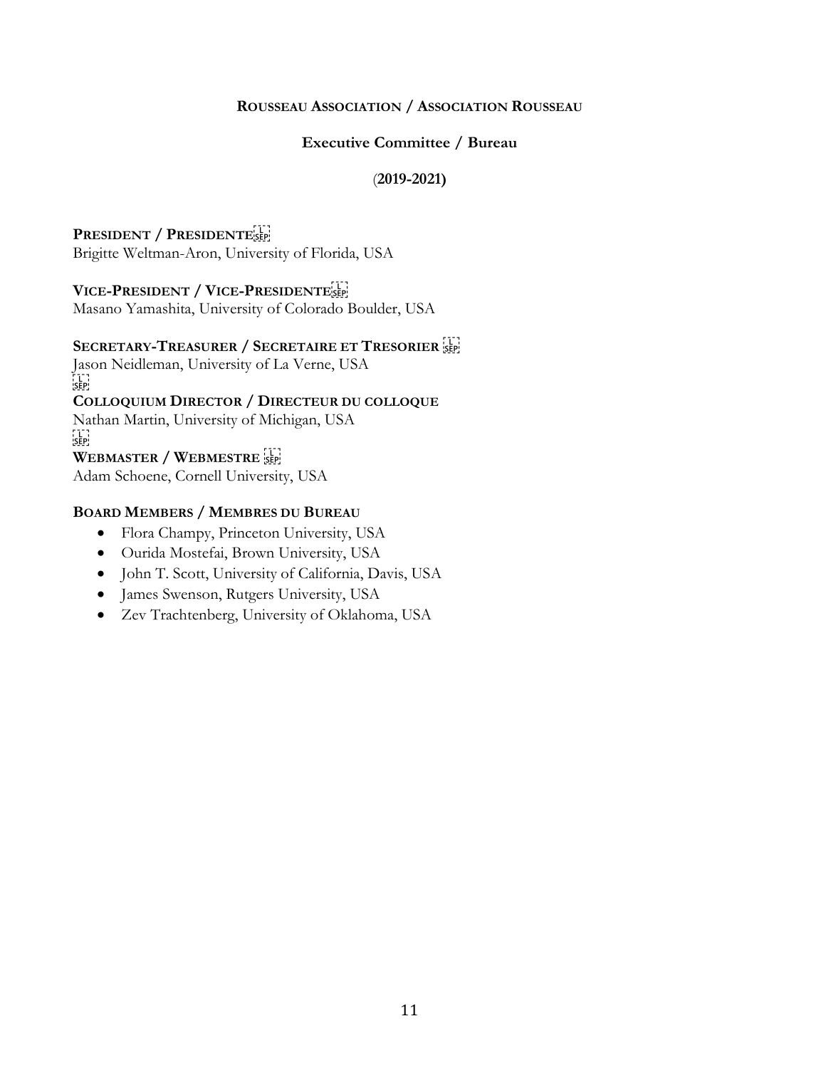**ROUSSEAU ASSOCIATION / ASSOCIATION ROUSSEAU**

**Executive Committee / Bureau**

**(2019-2021)**

**PRESIDENT / PRESIDENTE**
Brigitte Weltman-Aron, University of Florida, USA

**VICE-PRESIDENT / VICE-PRESIDENTE**
Masano Yamashita, University of Colorado Boulder, USA

**SECRETARY-TREASURER / SECRETAIRE ET TRESORIER**
Jason Neidleman, University of La Verne, USA

**COLLOQUIUM DIRECTOR / DIRECTEUR DU COLLOQUE**
Nathan Martin, University of Michigan, USA

**WEBMASTER / WEBMESTRE**
Adam Schoene, Cornell University, USA

**BOARD MEMBERS / MEMBRES DU BUREAU**

- Flora Champy, Princeton University, USA
- Ourida Mostefai, Brown University, USA
- John T. Scott, University of California, Davis, USA
- James Swenson, Rutgers University, USA
- Zev Trachtenberg, University of Oklahoma, USA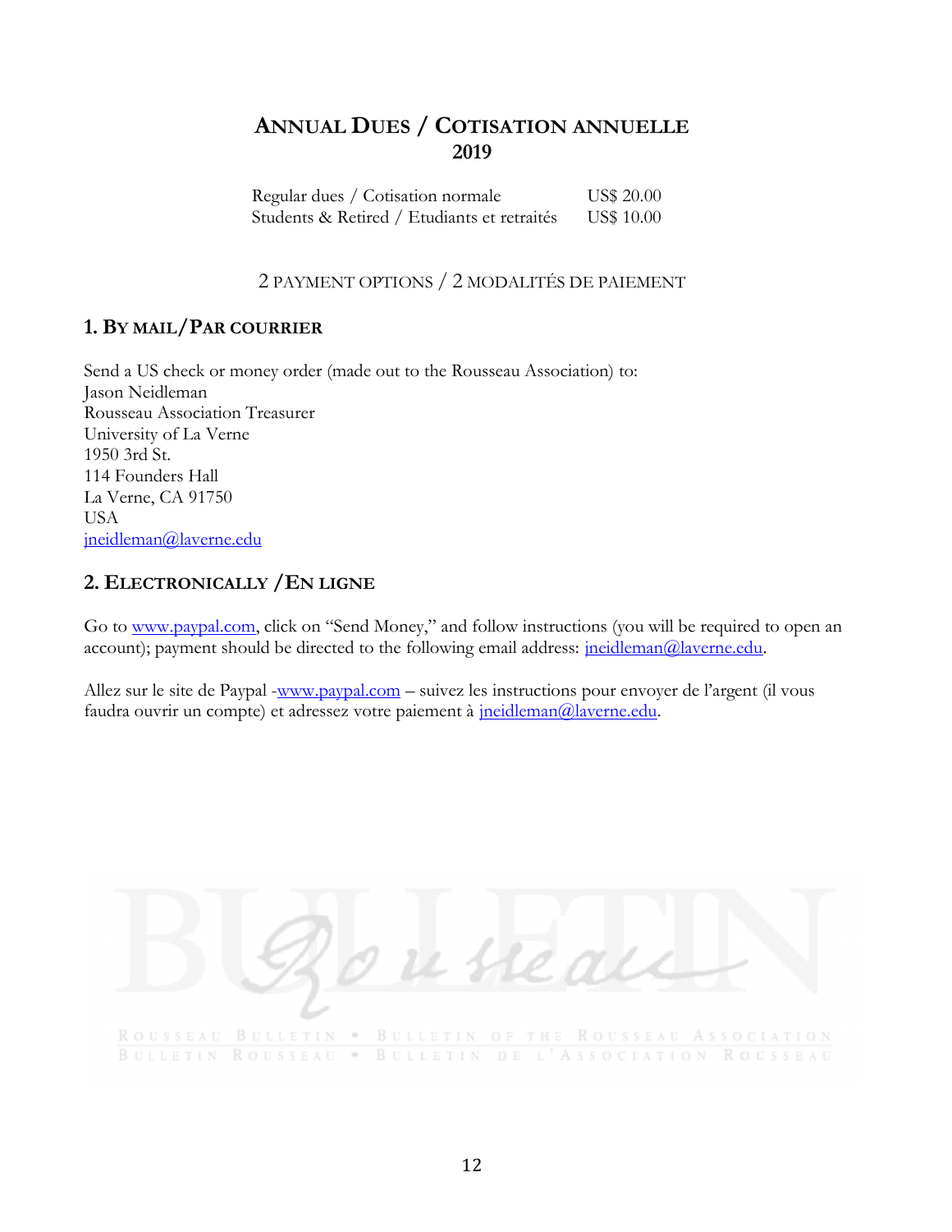## Annual Dues / Cotisation annuelle
## 2019

| | |
|---|---|
| Regular dues / Cotisation normale | US$ 20.00 |
| Students & Retired / Etudiants et retraités | US$ 10.00 |

2 PAYMENT OPTIONS / 2 MODALITÉS DE PAIEMENT

### 1. By mail/Par courrier

Send a US check or money order (made out to the Rousseau Association) to:
Jason Neidleman
Rousseau Association Treasurer
University of La Verne
1950 3rd St.
114 Founders Hall
La Verne, CA 91750
USA
jneidleman@laverne.edu

### 2. Electronically /En ligne

Go to www.paypal.com, click on "Send Money," and follow instructions (you will be required to open an account); payment should be directed to the following email address: jneidleman@laverne.edu.

Allez sur le site de Paypal -www.paypal.com – suivez les instructions pour envoyer de l'argent (il vous faudra ouvrir un compte) et adressez votre paiement à jneidleman@laverne.edu.